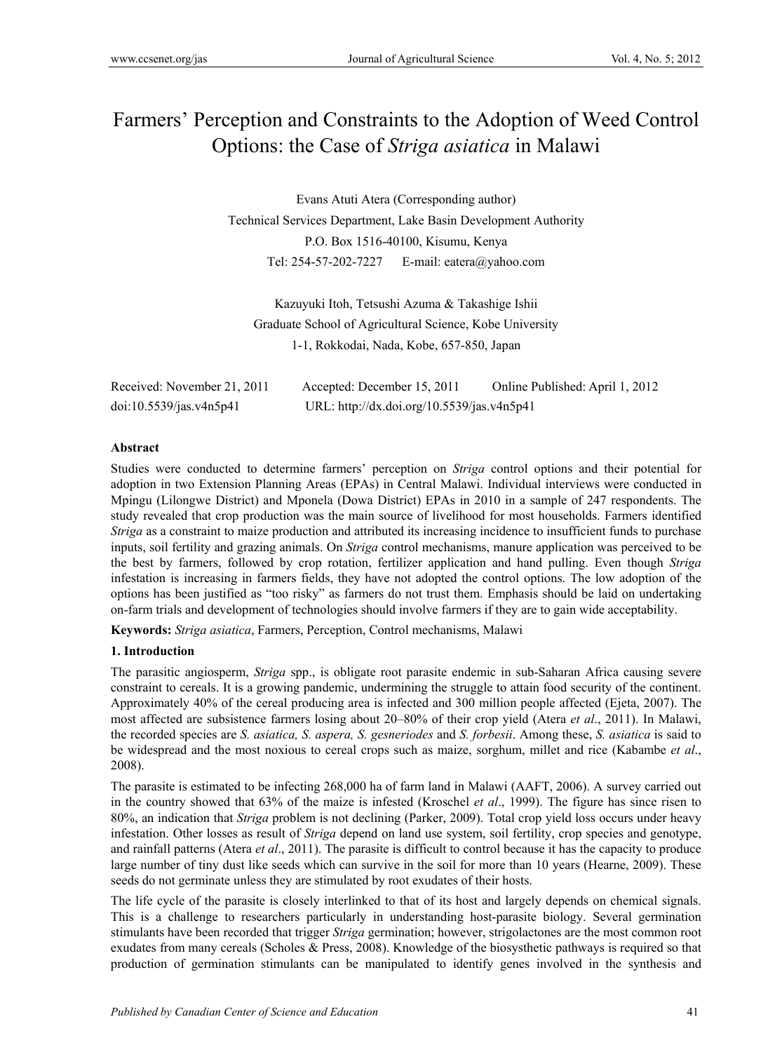# Farmers' Perception and Constraints to the Adoption of Weed Control Options: the Case of *Striga asiatica* in Malawi

Evans Atuti Atera (Corresponding author)

Technical Services Department, Lake Basin Development Authority

P.O. Box 1516-40100, Kisumu, Kenya

Tel: 254-57-202-7227 E-mail: eatera@yahoo.com

Kazuyuki Itoh, Tetsushi Azuma & Takashige Ishii

Graduate School of Agricultural Science, Kobe University

1-1, Rokkodai, Nada, Kobe, 657-850, Japan

Received: November 21, 2011 Accepted: December 15, 2011 Online Published: April 1, 2012

doi:10.5539/jas.v4n5p41 URL: http://dx.doi.org/10.5539/jas.v4n5p41

**Abstract**

Studies were conducted to determine farmers' perception on *Striga* control options and their potential for adoption in two Extension Planning Areas (EPAs) in Central Malawi. Individual interviews were conducted in Mpingu (Lilongwe District) and Mponela (Dowa District) EPAs in 2010 in a sample of 247 respondents. The study revealed that crop production was the main source of livelihood for most households. Farmers identified *Striga* as a constraint to maize production and attributed its increasing incidence to insufficient funds to purchase inputs, soil fertility and grazing animals. On *Striga* control mechanisms, manure application was perceived to be the best by farmers, followed by crop rotation, fertilizer application and hand pulling. Even though *Striga* infestation is increasing in farmers fields, they have not adopted the control options. The low adoption of the options has been justified as "too risky" as farmers do not trust them. Emphasis should be laid on undertaking on-farm trials and development of technologies should involve farmers if they are to gain wide acceptability.

**Keywords:** *Striga asiatica*, Farmers, Perception, Control mechanisms, Malawi

## 1. Introduction

The parasitic angiosperm, *Striga* spp., is obligate root parasite endemic in sub-Saharan Africa causing severe constraint to cereals. It is a growing pandemic, undermining the struggle to attain food security of the continent. Approximately 40% of the cereal producing area is infected and 300 million people affected (Ejeta, 2007). The most affected are subsistence farmers losing about 20–80% of their crop yield (Atera *et al*., 2011). In Malawi, the recorded species are *S. asiatica, S. aspera, S. gesneriodes* and *S. forbesii*. Among these, *S. asiatica* is said to be widespread and the most noxious to cereal crops such as maize, sorghum, millet and rice (Kabambe *et al*., 2008).

The parasite is estimated to be infecting 268,000 ha of farm land in Malawi (AAFT, 2006). A survey carried out in the country showed that 63% of the maize is infested (Kroschel *et al*., 1999). The figure has since risen to 80%, an indication that *Striga* problem is not declining (Parker, 2009). Total crop yield loss occurs under heavy infestation. Other losses as result of *Striga* depend on land use system, soil fertility, crop species and genotype, and rainfall patterns (Atera *et al*., 2011). The parasite is difficult to control because it has the capacity to produce large number of tiny dust like seeds which can survive in the soil for more than 10 years (Hearne, 2009). These seeds do not germinate unless they are stimulated by root exudates of their hosts.

The life cycle of the parasite is closely interlinked to that of its host and largely depends on chemical signals. This is a challenge to researchers particularly in understanding host-parasite biology. Several germination stimulants have been recorded that trigger *Striga* germination; however, strigolactones are the most common root exudates from many cereals (Scholes & Press, 2008). Knowledge of the biosysthetic pathways is required so that production of germination stimulants can be manipulated to identify genes involved in the synthesis and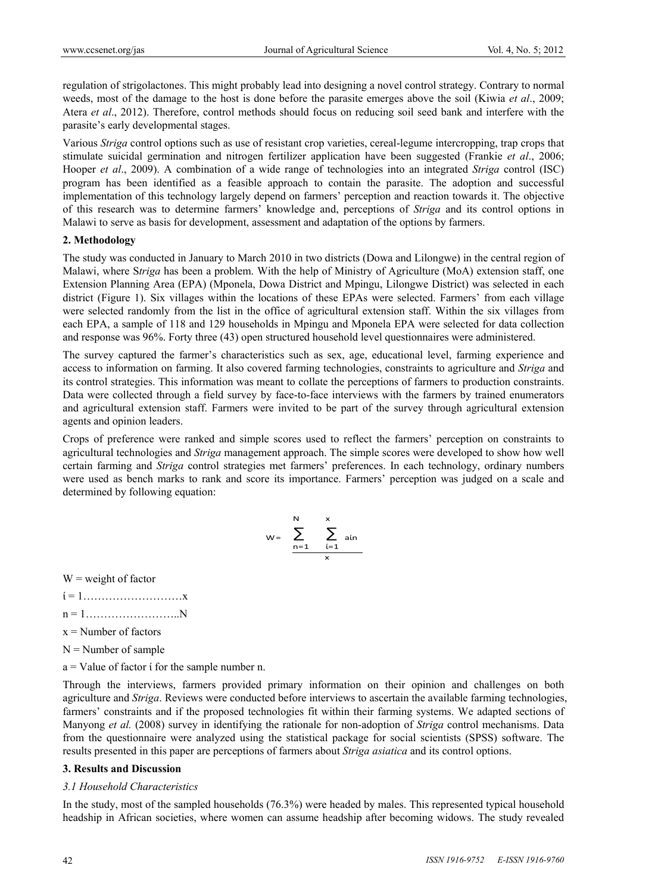regulation of strigolactones. This might probably lead into designing a novel control strategy. Contrary to normal weeds, most of the damage to the host is done before the parasite emerges above the soil (Kiwia *et al*., 2009; Atera *et al*., 2012). Therefore, control methods should focus on reducing soil seed bank and interfere with the parasite's early developmental stages.

Various *Striga* control options such as use of resistant crop varieties, cereal-legume intercropping, trap crops that stimulate suicidal germination and nitrogen fertilizer application have been suggested (Frankie *et al*., 2006; Hooper *et al*., 2009). A combination of a wide range of technologies into an integrated *Striga* control (ISC) program has been identified as a feasible approach to contain the parasite. The adoption and successful implementation of this technology largely depend on farmers' perception and reaction towards it. The objective of this research was to determine farmers' knowledge and, perceptions of *Striga* and its control options in Malawi to serve as basis for development, assessment and adaptation of the options by farmers.

## 2. Methodology

The study was conducted in January to March 2010 in two districts (Dowa and Lilongwe) in the central region of Malawi, where S*triga* has been a problem. With the help of Ministry of Agriculture (MoA) extension staff, one Extension Planning Area (EPA) (Mponela, Dowa District and Mpingu, Lilongwe District) was selected in each district (Figure 1). Six villages within the locations of these EPAs were selected. Farmers' from each village were selected randomly from the list in the office of agricultural extension staff. Within the six villages from each EPA, a sample of 118 and 129 households in Mpingu and Mponela EPA were selected for data collection and response was 96%. Forty three (43) open structured household level questionnaires were administered.

The survey captured the farmer's characteristics such as sex, age, educational level, farming experience and access to information on farming. It also covered farming technologies, constraints to agriculture and *Striga* and its control strategies. This information was meant to collate the perceptions of farmers to production constraints. Data were collected through a field survey by face-to-face interviews with the farmers by trained enumerators and agricultural extension staff. Farmers were invited to be part of the survey through agricultural extension agents and opinion leaders.

Crops of preference were ranked and simple scores used to reflect the farmers' perception on constraints to agricultural technologies and *Striga* management approach. The simple scores were developed to show how well certain farming and *Striga* control strategies met farmers' preferences. In each technology, ordinary numbers were used as bench marks to rank and score its importance. Farmers' perception was judged on a scale and determined by following equation:

$$W = \frac{\sum_{n=1}^{N} \sum_{i=1}^{x} a_{in}}{x}$$

W = weight of factor

í = 1………………………x

n = 1……………………..N

x = Number of factors

N = Number of sample

a = Value of factor í for the sample number n.

Through the interviews, farmers provided primary information on their opinion and challenges on both agriculture and *Striga*. Reviews were conducted before interviews to ascertain the available farming technologies, farmers' constraints and if the proposed technologies fit within their farming systems. We adapted sections of Manyong *et al.* (2008) survey in identifying the rationale for non-adoption of *Striga* control mechanisms. Data from the questionnaire were analyzed using the statistical package for social scientists (SPSS) software. The results presented in this paper are perceptions of farmers about *Striga asiatica* and its control options.

## 3. Results and Discussion

### *3.1 Household Characteristics*

In the study, most of the sampled households (76.3%) were headed by males. This represented typical household headship in African societies, where women can assume headship after becoming widows. The study revealed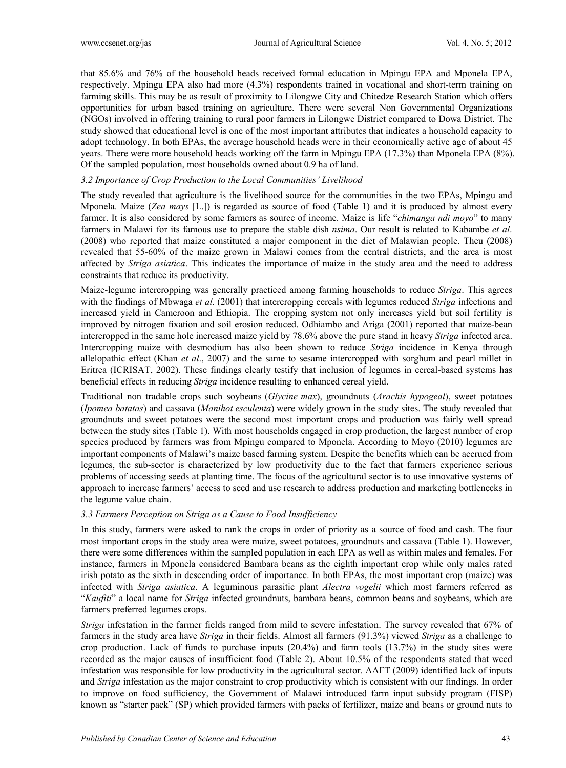that 85.6% and 76% of the household heads received formal education in Mpingu EPA and Mponela EPA, respectively. Mpingu EPA also had more (4.3%) respondents trained in vocational and short-term training on farming skills. This may be as result of proximity to Lilongwe City and Chitedze Research Station which offers opportunities for urban based training on agriculture. There were several Non Governmental Organizations (NGOs) involved in offering training to rural poor farmers in Lilongwe District compared to Dowa District. The study showed that educational level is one of the most important attributes that indicates a household capacity to adopt technology. In both EPAs, the average household heads were in their economically active age of about 45 years. There were more household heads working off the farm in Mpingu EPA (17.3%) than Mponela EPA (8%). Of the sampled population, most households owned about 0.9 ha of land.

### *3.2 Importance of Crop Production to the Local Communities' Livelihood*

The study revealed that agriculture is the livelihood source for the communities in the two EPAs, Mpingu and Mponela. Maize (*Zea mays* [L.]) is regarded as source of food (Table 1) and it is produced by almost every farmer. It is also considered by some farmers as source of income. Maize is life "*chimanga ndi moyo*" to many farmers in Malawi for its famous use to prepare the stable dish *nsima*. Our result is related to Kabambe *et al*. (2008) who reported that maize constituted a major component in the diet of Malawian people. Theu (2008) revealed that 55-60% of the maize grown in Malawi comes from the central districts, and the area is most affected by *Striga asiatica*. This indicates the importance of maize in the study area and the need to address constraints that reduce its productivity.

Maize-legume intercropping was generally practiced among farming households to reduce *Striga*. This agrees with the findings of Mbwaga *et al*. (2001) that intercropping cereals with legumes reduced *Striga* infections and increased yield in Cameroon and Ethiopia. The cropping system not only increases yield but soil fertility is improved by nitrogen fixation and soil erosion reduced. Odhiambo and Ariga (2001) reported that maize-bean intercropped in the same hole increased maize yield by 78.6% above the pure stand in heavy *Striga* infected area. Intercropping maize with desmodium has also been shown to reduce *Striga* incidence in Kenya through allelopathic effect (Khan *et al*., 2007) and the same to sesame intercropped with sorghum and pearl millet in Eritrea (ICRISAT, 2002). These findings clearly testify that inclusion of legumes in cereal-based systems has beneficial effects in reducing *Striga* incidence resulting to enhanced cereal yield.

Traditional non tradable crops such soybeans (*Glycine max*), groundnuts (*Arachis hypogeal*), sweet potatoes (*Ipomea batatas*) and cassava (*Manihot esculenta*) were widely grown in the study sites. The study revealed that groundnuts and sweet potatoes were the second most important crops and production was fairly well spread between the study sites (Table 1). With most households engaged in crop production, the largest number of crop species produced by farmers was from Mpingu compared to Mponela. According to Moyo (2010) legumes are important components of Malawi's maize based farming system. Despite the benefits which can be accrued from legumes, the sub-sector is characterized by low productivity due to the fact that farmers experience serious problems of accessing seeds at planting time. The focus of the agricultural sector is to use innovative systems of approach to increase farmers' access to seed and use research to address production and marketing bottlenecks in the legume value chain.

### *3.3 Farmers Perception on Striga as a Cause to Food Insufficiency*

In this study, farmers were asked to rank the crops in order of priority as a source of food and cash. The four most important crops in the study area were maize, sweet potatoes, groundnuts and cassava (Table 1). However, there were some differences within the sampled population in each EPA as well as within males and females. For instance, farmers in Mponela considered Bambara beans as the eighth important crop while only males rated irish potato as the sixth in descending order of importance. In both EPAs, the most important crop (maize) was infected with *Striga asiatica*. A leguminous parasitic plant *Alectra vogelii* which most farmers referred as "*Kaufiti*" a local name for *Striga* infected groundnuts, bambara beans, common beans and soybeans, which are farmers preferred legumes crops.

*Striga* infestation in the farmer fields ranged from mild to severe infestation. The survey revealed that 67% of farmers in the study area have *Striga* in their fields. Almost all farmers (91.3%) viewed *Striga* as a challenge to crop production. Lack of funds to purchase inputs (20.4%) and farm tools (13.7%) in the study sites were recorded as the major causes of insufficient food (Table 2). About 10.5% of the respondents stated that weed infestation was responsible for low productivity in the agricultural sector. AAFT (2009) identified lack of inputs and *Striga* infestation as the major constraint to crop productivity which is consistent with our findings. In order to improve on food sufficiency, the Government of Malawi introduced farm input subsidy program (FISP) known as "starter pack" (SP) which provided farmers with packs of fertilizer, maize and beans or ground nuts to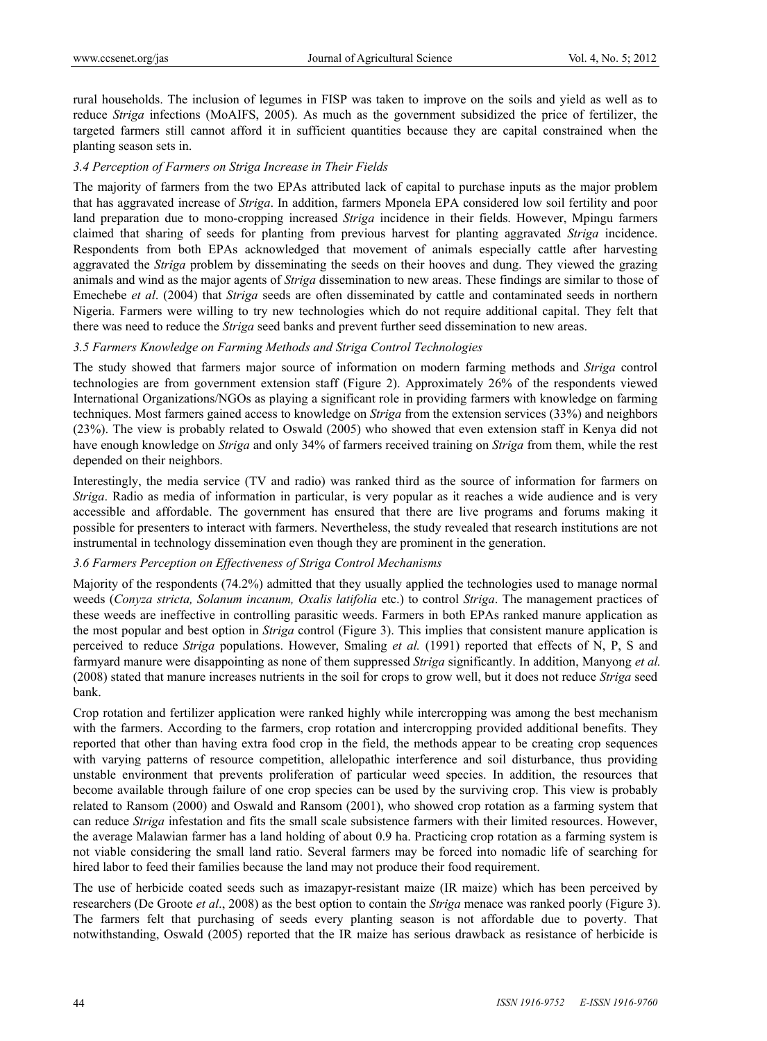rural households. The inclusion of legumes in FISP was taken to improve on the soils and yield as well as to reduce *Striga* infections (MoAIFS, 2005). As much as the government subsidized the price of fertilizer, the targeted farmers still cannot afford it in sufficient quantities because they are capital constrained when the planting season sets in.

### *3.4 Perception of Farmers on Striga Increase in Their Fields*

The majority of farmers from the two EPAs attributed lack of capital to purchase inputs as the major problem that has aggravated increase of *Striga*. In addition, farmers Mponela EPA considered low soil fertility and poor land preparation due to mono-cropping increased *Striga* incidence in their fields. However, Mpingu farmers claimed that sharing of seeds for planting from previous harvest for planting aggravated *Striga* incidence. Respondents from both EPAs acknowledged that movement of animals especially cattle after harvesting aggravated the *Striga* problem by disseminating the seeds on their hooves and dung. They viewed the grazing animals and wind as the major agents of *Striga* dissemination to new areas. These findings are similar to those of Emechebe *et al*. (2004) that *Striga* seeds are often disseminated by cattle and contaminated seeds in northern Nigeria. Farmers were willing to try new technologies which do not require additional capital. They felt that there was need to reduce the *Striga* seed banks and prevent further seed dissemination to new areas.

### *3.5 Farmers Knowledge on Farming Methods and Striga Control Technologies*

The study showed that farmers major source of information on modern farming methods and *Striga* control technologies are from government extension staff (Figure 2). Approximately 26% of the respondents viewed International Organizations/NGOs as playing a significant role in providing farmers with knowledge on farming techniques. Most farmers gained access to knowledge on *Striga* from the extension services (33%) and neighbors (23%). The view is probably related to Oswald (2005) who showed that even extension staff in Kenya did not have enough knowledge on *Striga* and only 34% of farmers received training on *Striga* from them, while the rest depended on their neighbors.

Interestingly, the media service (TV and radio) was ranked third as the source of information for farmers on *Striga*. Radio as media of information in particular, is very popular as it reaches a wide audience and is very accessible and affordable. The government has ensured that there are live programs and forums making it possible for presenters to interact with farmers. Nevertheless, the study revealed that research institutions are not instrumental in technology dissemination even though they are prominent in the generation.

### *3.6 Farmers Perception on Effectiveness of Striga Control Mechanisms*

Majority of the respondents (74.2%) admitted that they usually applied the technologies used to manage normal weeds (*Conyza stricta, Solanum incanum, Oxalis latifolia* etc.) to control *Striga*. The management practices of these weeds are ineffective in controlling parasitic weeds. Farmers in both EPAs ranked manure application as the most popular and best option in *Striga* control (Figure 3). This implies that consistent manure application is perceived to reduce *Striga* populations. However, Smaling *et al.* (1991) reported that effects of N, P, S and farmyard manure were disappointing as none of them suppressed *Striga* significantly. In addition, Manyong *et al.* (2008) stated that manure increases nutrients in the soil for crops to grow well, but it does not reduce *Striga* seed bank.

Crop rotation and fertilizer application were ranked highly while intercropping was among the best mechanism with the farmers. According to the farmers, crop rotation and intercropping provided additional benefits. They reported that other than having extra food crop in the field, the methods appear to be creating crop sequences with varying patterns of resource competition, allelopathic interference and soil disturbance, thus providing unstable environment that prevents proliferation of particular weed species. In addition, the resources that become available through failure of one crop species can be used by the surviving crop. This view is probably related to Ransom (2000) and Oswald and Ransom (2001), who showed crop rotation as a farming system that can reduce *Striga* infestation and fits the small scale subsistence farmers with their limited resources. However, the average Malawian farmer has a land holding of about 0.9 ha. Practicing crop rotation as a farming system is not viable considering the small land ratio. Several farmers may be forced into nomadic life of searching for hired labor to feed their families because the land may not produce their food requirement.

The use of herbicide coated seeds such as imazapyr-resistant maize (IR maize) which has been perceived by researchers (De Groote *et al*., 2008) as the best option to contain the *Striga* menace was ranked poorly (Figure 3). The farmers felt that purchasing of seeds every planting season is not affordable due to poverty. That notwithstanding, Oswald (2005) reported that the IR maize has serious drawback as resistance of herbicide is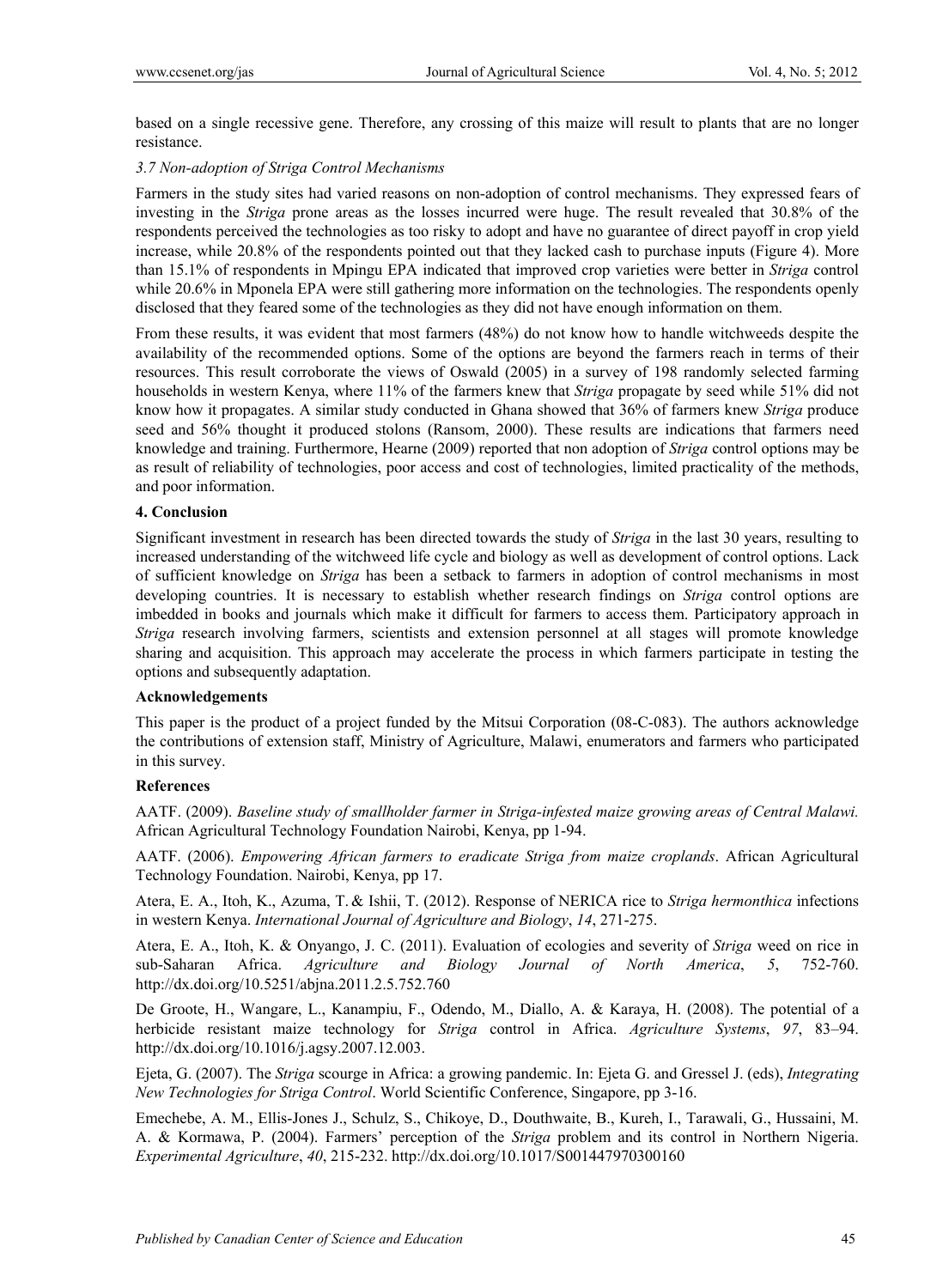based on a single recessive gene. Therefore, any crossing of this maize will result to plants that are no longer resistance.

### *3.7 Non-adoption of Striga Control Mechanisms*

Farmers in the study sites had varied reasons on non-adoption of control mechanisms. They expressed fears of investing in the *Striga* prone areas as the losses incurred were huge. The result revealed that 30.8% of the respondents perceived the technologies as too risky to adopt and have no guarantee of direct payoff in crop yield increase, while 20.8% of the respondents pointed out that they lacked cash to purchase inputs (Figure 4). More than 15.1% of respondents in Mpingu EPA indicated that improved crop varieties were better in *Striga* control while 20.6% in Mponela EPA were still gathering more information on the technologies. The respondents openly disclosed that they feared some of the technologies as they did not have enough information on them.

From these results, it was evident that most farmers (48%) do not know how to handle witchweeds despite the availability of the recommended options. Some of the options are beyond the farmers reach in terms of their resources. This result corroborate the views of Oswald (2005) in a survey of 198 randomly selected farming households in western Kenya, where 11% of the farmers knew that *Striga* propagate by seed while 51% did not know how it propagates. A similar study conducted in Ghana showed that 36% of farmers knew *Striga* produce seed and 56% thought it produced stolons (Ransom, 2000). These results are indications that farmers need knowledge and training. Furthermore, Hearne (2009) reported that non adoption of *Striga* control options may be as result of reliability of technologies, poor access and cost of technologies, limited practicality of the methods, and poor information.

## 4. Conclusion

Significant investment in research has been directed towards the study of *Striga* in the last 30 years, resulting to increased understanding of the witchweed life cycle and biology as well as development of control options. Lack of sufficient knowledge on *Striga* has been a setback to farmers in adoption of control mechanisms in most developing countries. It is necessary to establish whether research findings on *Striga* control options are imbedded in books and journals which make it difficult for farmers to access them. Participatory approach in *Striga* research involving farmers, scientists and extension personnel at all stages will promote knowledge sharing and acquisition. This approach may accelerate the process in which farmers participate in testing the options and subsequently adaptation.

## Acknowledgements

This paper is the product of a project funded by the Mitsui Corporation (08-C-083). The authors acknowledge the contributions of extension staff, Ministry of Agriculture, Malawi, enumerators and farmers who participated in this survey.

## References

AATF. (2009). *Baseline study of smallholder farmer in Striga-infested maize growing areas of Central Malawi.* African Agricultural Technology Foundation Nairobi, Kenya, pp 1-94.

AATF. (2006). *Empowering African farmers to eradicate Striga from maize croplands*. African Agricultural Technology Foundation. Nairobi, Kenya, pp 17.

Atera, E. A., Itoh, K., Azuma, T. & Ishii, T. (2012). Response of NERICA rice to *Striga hermonthica* infections in western Kenya. *International Journal of Agriculture and Biology*, *14*, 271-275.

Atera, E. A., Itoh, K. & Onyango, J. C. (2011). Evaluation of ecologies and severity of *Striga* weed on rice in sub-Saharan Africa. *Agriculture and Biology Journal of North America*, *5*, 752-760. http://dx.doi.org/10.5251/abjna.2011.2.5.752.760

De Groote, H., Wangare, L., Kanampiu, F., Odendo, M., Diallo, A. & Karaya, H. (2008). The potential of a herbicide resistant maize technology for *Striga* control in Africa. *Agriculture Systems*, *97*, 83–94. http://dx.doi.org/10.1016/j.agsy.2007.12.003.

Ejeta, G. (2007). The *Striga* scourge in Africa: a growing pandemic. In: Ejeta G. and Gressel J. (eds), *Integrating New Technologies for Striga Control*. World Scientific Conference, Singapore, pp 3-16.

Emechebe, A. M., Ellis-Jones J., Schulz, S., Chikoye, D., Douthwaite, B., Kureh, I., Tarawali, G., Hussaini, M. A. & Kormawa, P. (2004). Farmers' perception of the *Striga* problem and its control in Northern Nigeria. *Experimental Agriculture*, *40*, 215-232. http://dx.doi.org/10.1017/S001447970300160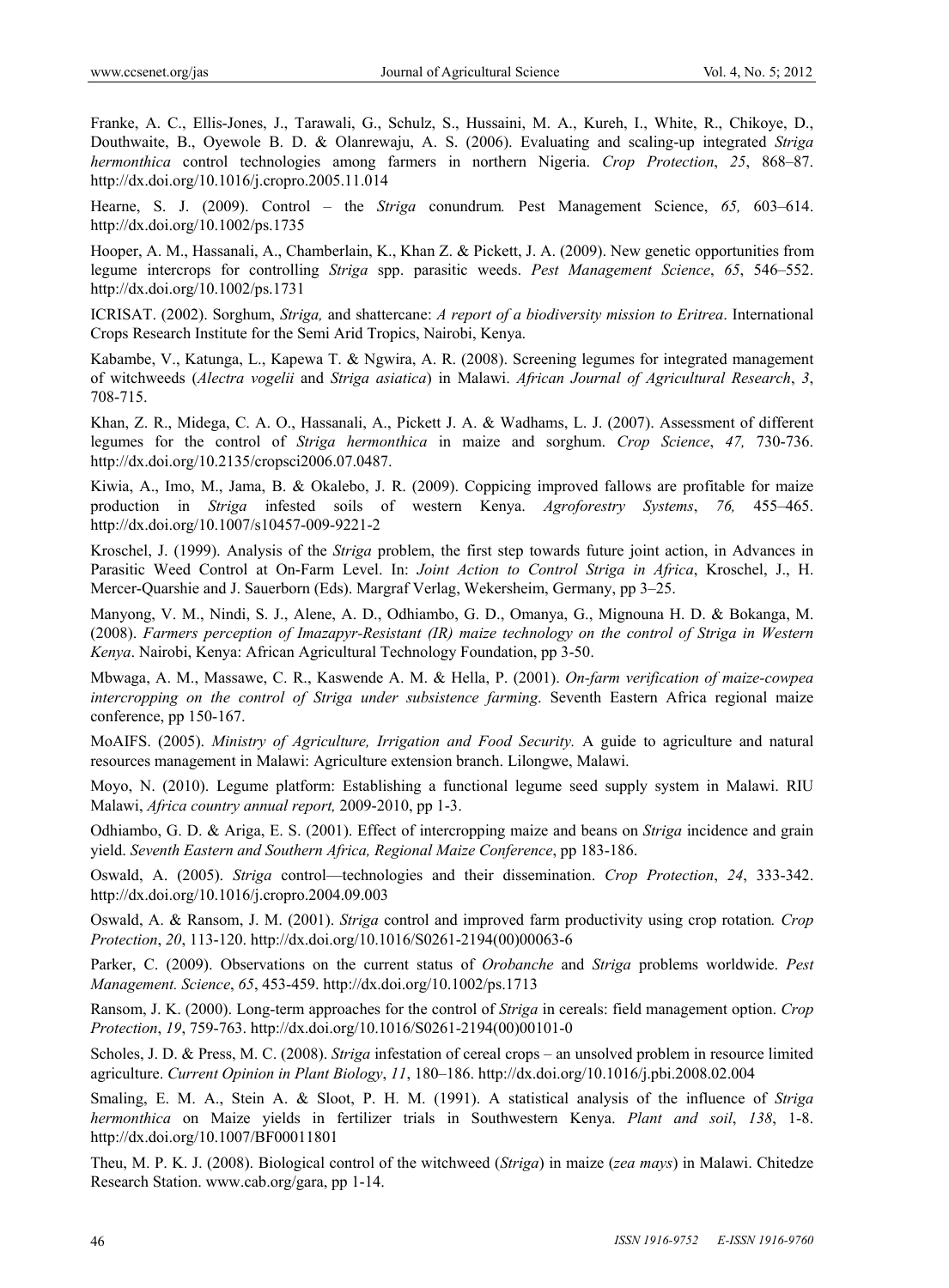Franke, A. C., Ellis-Jones, J., Tarawali, G., Schulz, S., Hussaini, M. A., Kureh, I., White, R., Chikoye, D., Douthwaite, B., Oyewole B. D. & Olanrewaju, A. S. (2006). Evaluating and scaling-up integrated *Striga hermonthica* control technologies among farmers in northern Nigeria. *Crop Protection*, *25*, 868–87. http://dx.doi.org/10.1016/j.cropro.2005.11.014

Hearne, S. J. (2009). Control – the *Striga* conundrum*.* Pest Management Science, *65,* 603–614. http://dx.doi.org/10.1002/ps.1735

Hooper, A. M., Hassanali, A., Chamberlain, K., Khan Z. & Pickett, J. A. (2009). New genetic opportunities from legume intercrops for controlling *Striga* spp. parasitic weeds. *Pest Management Science*, *65*, 546–552. http://dx.doi.org/10.1002/ps.1731

ICRISAT. (2002). Sorghum, *Striga,* and shattercane: *A report of a biodiversity mission to Eritrea*. International Crops Research Institute for the Semi Arid Tropics, Nairobi, Kenya.

Kabambe, V., Katunga, L., Kapewa T. & Ngwira, A. R. (2008). Screening legumes for integrated management of witchweeds (*Alectra vogelii* and *Striga asiatica*) in Malawi. *African Journal of Agricultural Research*, *3*, 708-715.

Khan, Z. R., Midega, C. A. O., Hassanali, A., Pickett J. A. & Wadhams, L. J. (2007). Assessment of different legumes for the control of *Striga hermonthica* in maize and sorghum. *Crop Science*, *47,* 730-736. http://dx.doi.org/10.2135/cropsci2006.07.0487.

Kiwia, A., Imo, M., Jama, B. & Okalebo, J. R. (2009). Coppicing improved fallows are profitable for maize production in *Striga* infested soils of western Kenya. *Agroforestry Systems*, *76,* 455–465. http://dx.doi.org/10.1007/s10457-009-9221-2

Kroschel, J. (1999). Analysis of the *Striga* problem, the first step towards future joint action, in Advances in Parasitic Weed Control at On-Farm Level. In: *Joint Action to Control Striga in Africa*, Kroschel, J., H. Mercer-Quarshie and J. Sauerborn (Eds). Margraf Verlag, Wekersheim, Germany, pp 3–25.

Manyong, V. M., Nindi, S. J., Alene, A. D., Odhiambo, G. D., Omanya, G., Mignouna H. D. & Bokanga, M. (2008). *Farmers perception of Imazapyr-Resistant (IR) maize technology on the control of Striga in Western Kenya*. Nairobi, Kenya: African Agricultural Technology Foundation, pp 3-50.

Mbwaga, A. M., Massawe, C. R., Kaswende A. M. & Hella, P. (2001). *On-farm verification of maize-cowpea intercropping on the control of Striga under subsistence farming*. Seventh Eastern Africa regional maize conference, pp 150-167.

MoAIFS. (2005). *Ministry of Agriculture, Irrigation and Food Security.* A guide to agriculture and natural resources management in Malawi: Agriculture extension branch. Lilongwe, Malawi.

Moyo, N. (2010). Legume platform: Establishing a functional legume seed supply system in Malawi. RIU Malawi, *Africa country annual report,* 2009-2010, pp 1-3.

Odhiambo, G. D. & Ariga, E. S. (2001). Effect of intercropping maize and beans on *Striga* incidence and grain yield. *Seventh Eastern and Southern Africa, Regional Maize Conference*, pp 183-186.

Oswald, A. (2005). *Striga* control—technologies and their dissemination. *Crop Protection*, *24*, 333-342. http://dx.doi.org/10.1016/j.cropro.2004.09.003

Oswald, A. & Ransom, J. M. (2001). *Striga* control and improved farm productivity using crop rotation*. Crop Protection*, *20*, 113-120. http://dx.doi.org/10.1016/S0261-2194(00)00063-6

Parker, C. (2009). Observations on the current status of *Orobanche* and *Striga* problems worldwide. *Pest Management. Science*, *65*, 453-459. http://dx.doi.org/10.1002/ps.1713

Ransom, J. K. (2000). Long-term approaches for the control of *Striga* in cereals: field management option. *Crop Protection*, *19*, 759-763. http://dx.doi.org/10.1016/S0261-2194(00)00101-0

Scholes, J. D. & Press, M. C. (2008). *Striga* infestation of cereal crops – an unsolved problem in resource limited agriculture. *Current Opinion in Plant Biology*, *11*, 180–186. http://dx.doi.org/10.1016/j.pbi.2008.02.004

Smaling, E. M. A., Stein A. & Sloot, P. H. M. (1991). A statistical analysis of the influence of *Striga hermonthica* on Maize yields in fertilizer trials in Southwestern Kenya. *Plant and soil*, *138*, 1-8. http://dx.doi.org/10.1007/BF00011801

Theu, M. P. K. J. (2008). Biological control of the witchweed (*Striga*) in maize (*zea mays*) in Malawi. Chitedze Research Station. www.cab.org/gara, pp 1-14.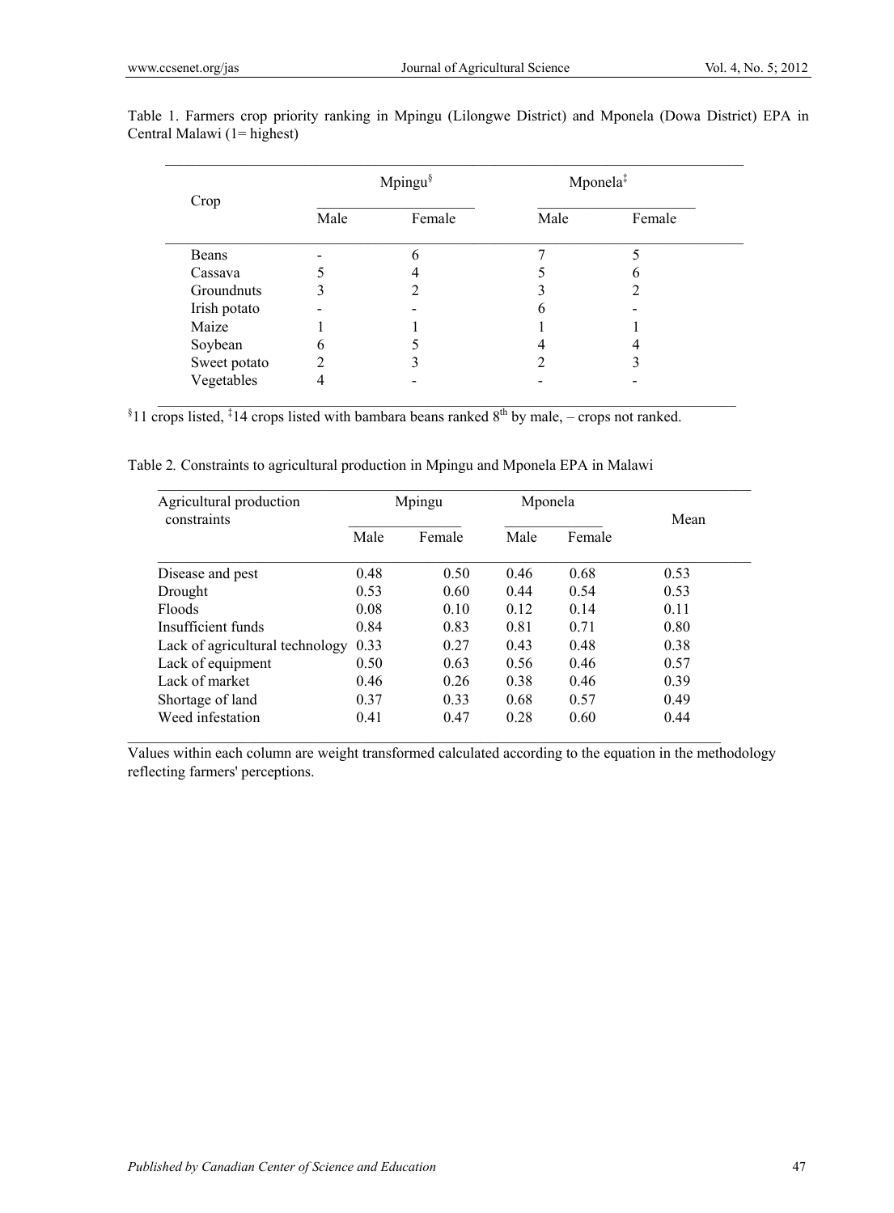Table 1. Farmers crop priority ranking in Mpingu (Lilongwe District) and Mponela (Dowa District) EPA in Central Malawi (1= highest)

| Crop | Mpingu[§] | | Mponela[‡] | |
|---|---|---|---|---|
| | Male | Female | Male | Female |
| Beans | - | 6 | 7 | 5 |
| Cassava | 5 | 4 | 5 | 6 |
| Groundnuts | 3 | 2 | 3 | 2 |
| Irish potato | - | - | 6 | - |
| Maize | 1 | 1 | 1 | 1 |
| Soybean | 6 | 5 | 4 | 4 |
| Sweet potato | 2 | 3 | 2 | 3 |
| Vegetables | 4 | - | - | - |

[§]11 crops listed, [‡]14 crops listed with bambara beans ranked 8[th] by male, – crops not ranked.

Table 2. Constraints to agricultural production in Mpingu and Mponela EPA in Malawi

| Agricultural production constraints | Mpingu | | Mponela | | Mean |
|---|---|---|---|---|---|
| | Male | Female | Male | Female | |
| Disease and pest | 0.48 | 0.50 | 0.46 | 0.68 | 0.53 |
| Drought | 0.53 | 0.60 | 0.44 | 0.54 | 0.53 |
| Floods | 0.08 | 0.10 | 0.12 | 0.14 | 0.11 |
| Insufficient funds | 0.84 | 0.83 | 0.81 | 0.71 | 0.80 |
| Lack of agricultural technology | 0.33 | 0.27 | 0.43 | 0.48 | 0.38 |
| Lack of equipment | 0.50 | 0.63 | 0.56 | 0.46 | 0.57 |
| Lack of market | 0.46 | 0.26 | 0.38 | 0.46 | 0.39 |
| Shortage of land | 0.37 | 0.33 | 0.68 | 0.57 | 0.49 |
| Weed infestation | 0.41 | 0.47 | 0.28 | 0.60 | 0.44 |

Values within each column are weight transformed calculated according to the equation in the methodology reflecting farmers' perceptions.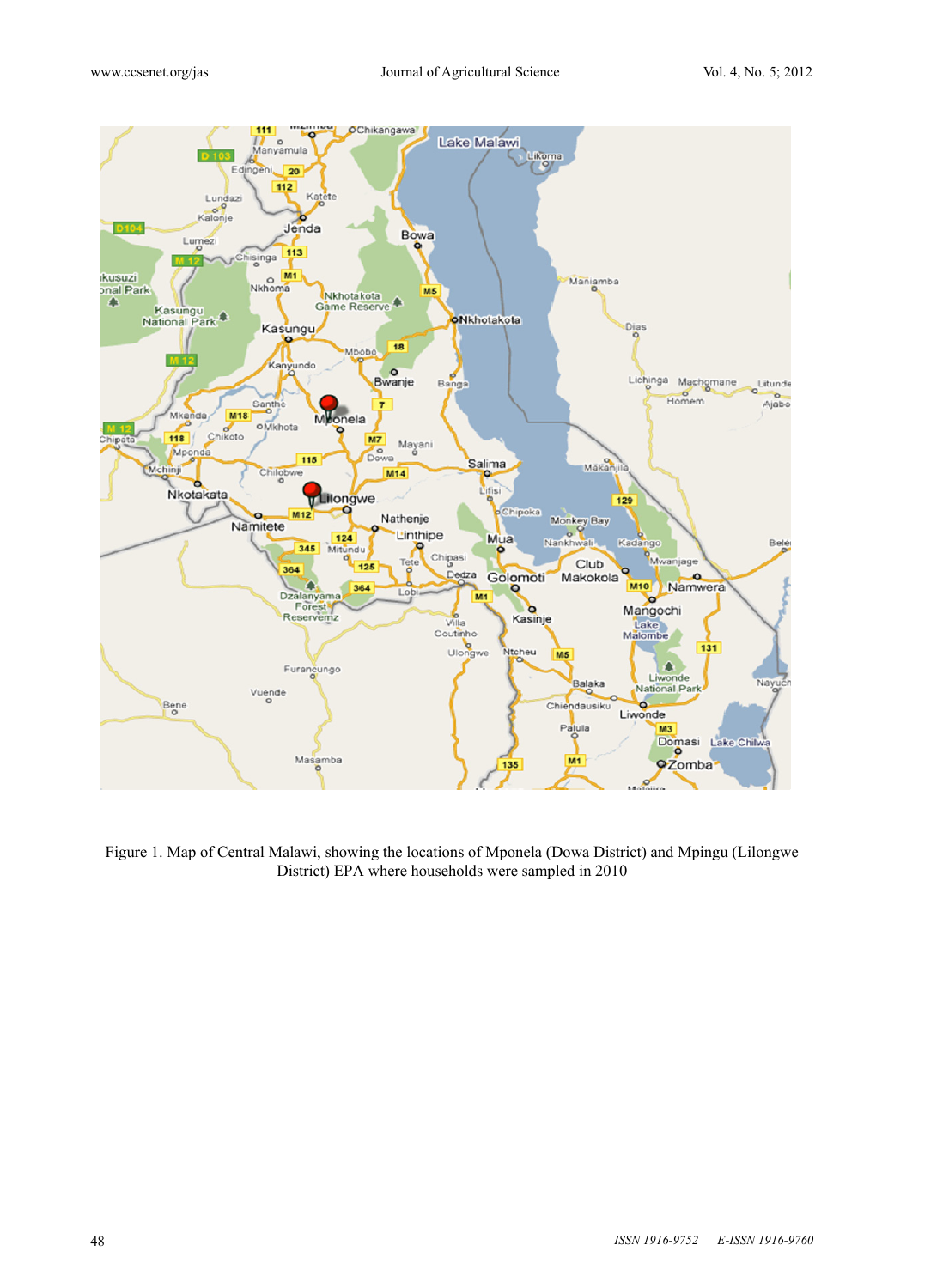Figure 1. Map of Central Malawi, showing the locations of Mponela (Dowa District) and Mpingu (Lilongwe District) EPA where households were sampled in 2010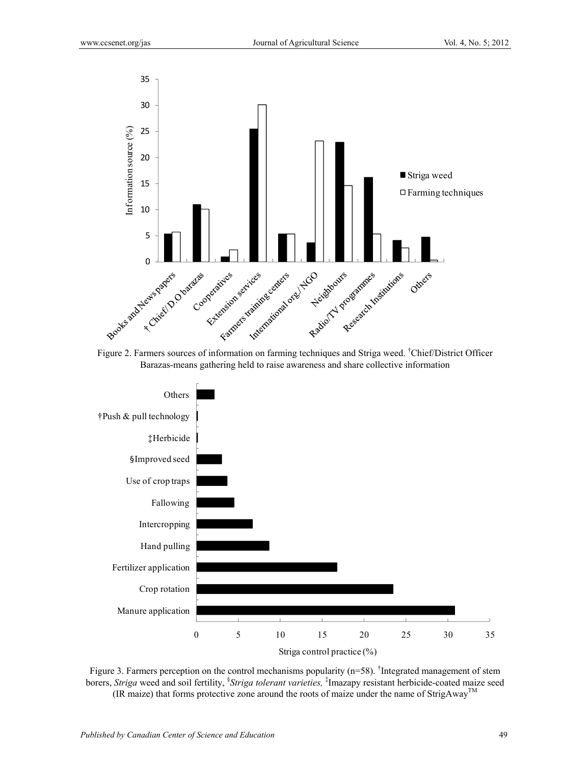Figure 2. Farmers sources of information on farming techniques and Striga weed. †Chief/District Officer Barazas-means gathering held to raise awareness and share collective information

Figure 3. Farmers perception on the control mechanisms popularity (n=58). †Integrated management of stem borers, *Striga* weed and soil fertility, §*Striga tolerant varieties,* ‡Imazapy resistant herbicide-coated maize seed (IR maize) that forms protective zone around the roots of maize under the name of StrigAway™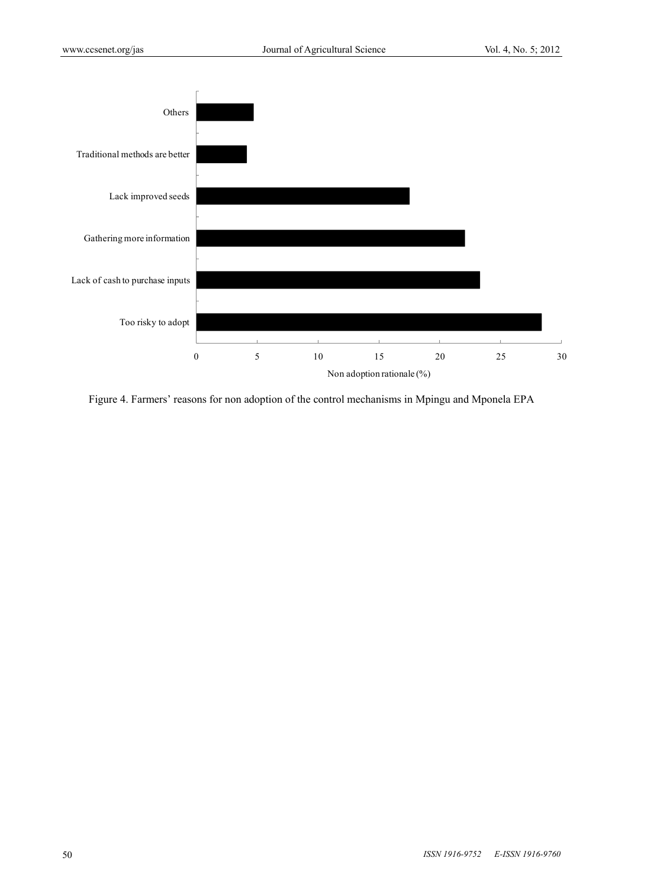Others

Traditional methods are better

Lack improved seeds

Gathering more information

Lack of cash to purchase inputs

Too risky to adopt

0 5 10 15 20 25 30

Non adoption rationale (%)

Figure 4. Farmers' reasons for non adoption of the control mechanisms in Mpingu and Mponela EPA